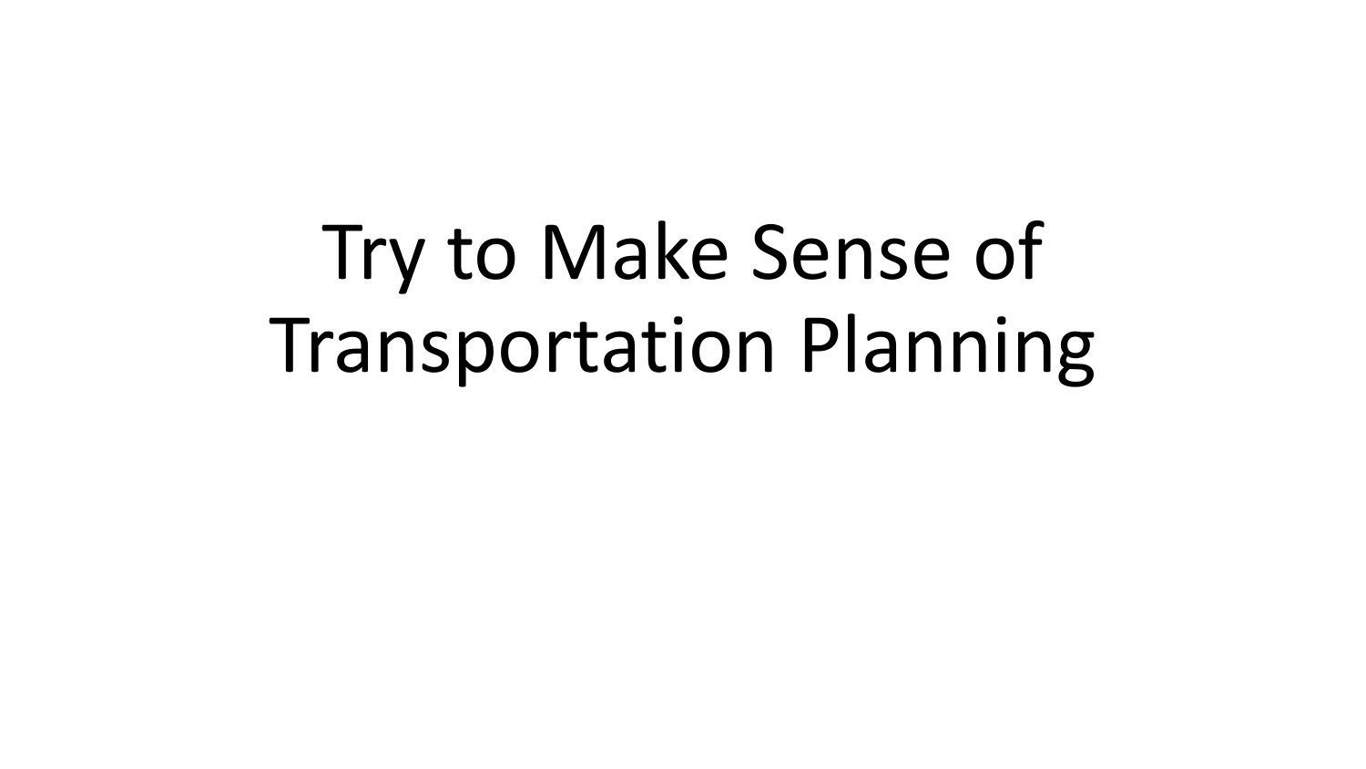# Try to Make Sense of Transportation Planning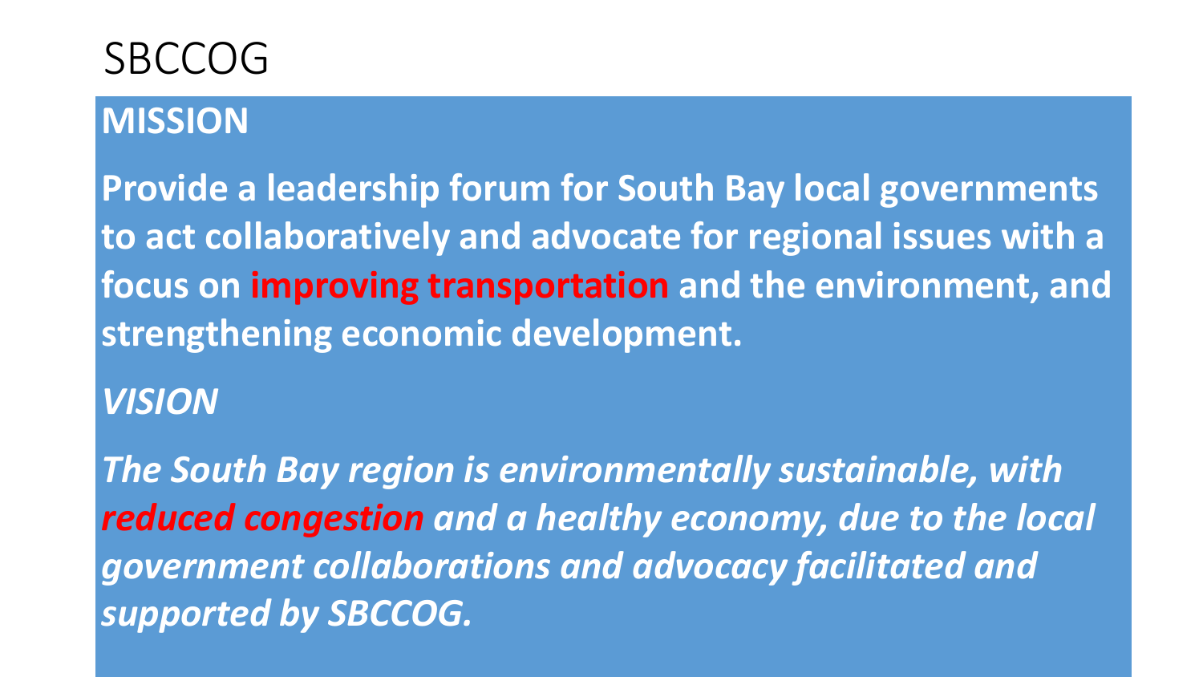# SBCCOG

**MISSION**

**Provide a leadership forum for South Bay local governments to act collaboratively and advocate for regional issues with a focus on improving transportation and the environment, and strengthening economic development.**

***VISION***

***The South Bay region is environmentally sustainable, with reduced congestion and a healthy economy, due to the local government collaborations and advocacy facilitated and supported by SBCCOG.***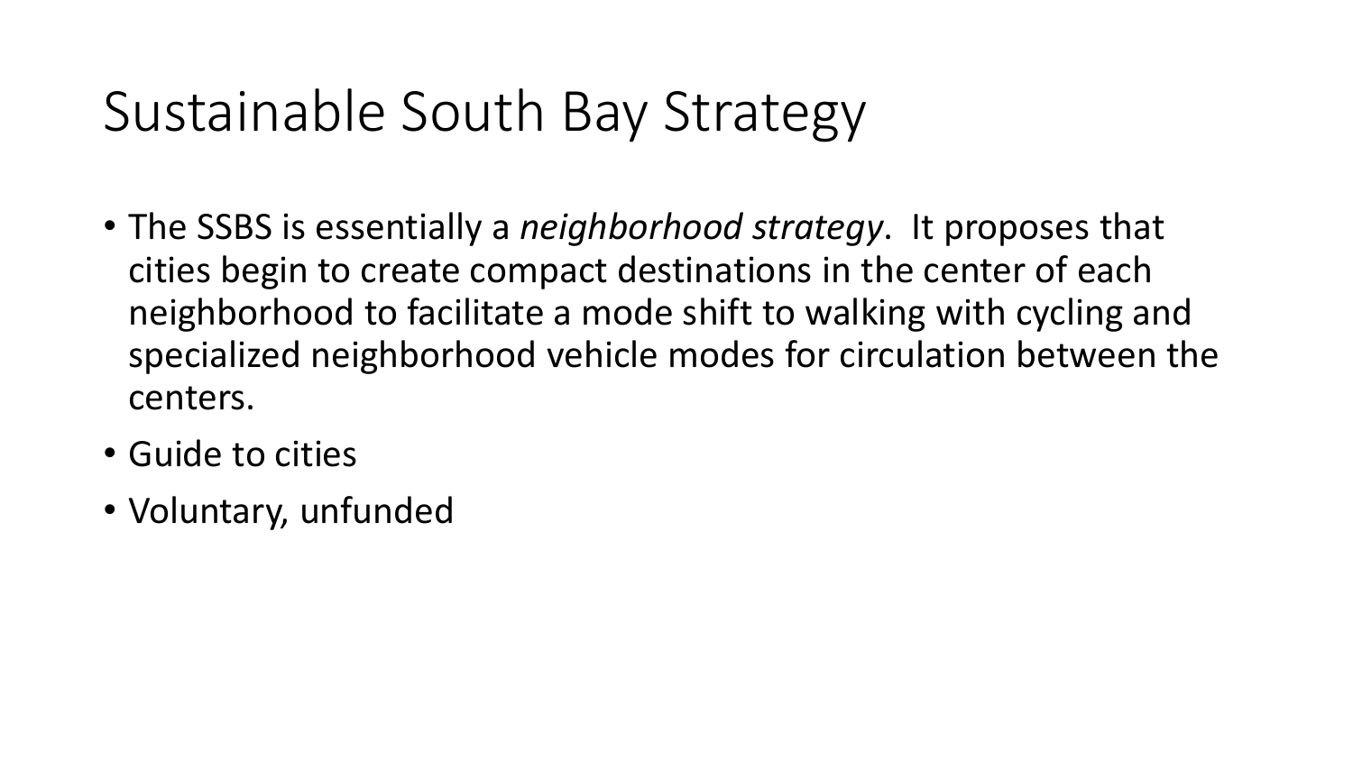# Sustainable South Bay Strategy

- The SSBS is essentially a *neighborhood strategy*. It proposes that cities begin to create compact destinations in the center of each neighborhood to facilitate a mode shift to walking with cycling and specialized neighborhood vehicle modes for circulation between the centers.
- Guide to cities
- Voluntary, unfunded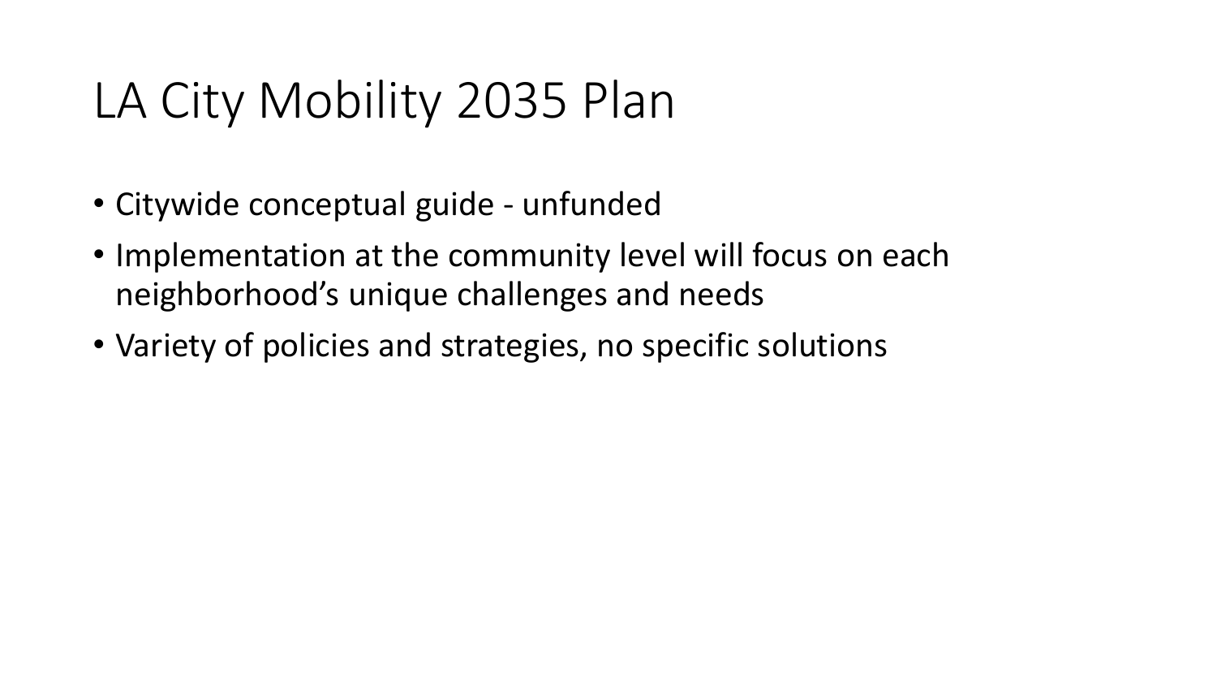# LA City Mobility 2035 Plan

- Citywide conceptual guide - unfunded
- Implementation at the community level will focus on each neighborhood's unique challenges and needs
- Variety of policies and strategies, no specific solutions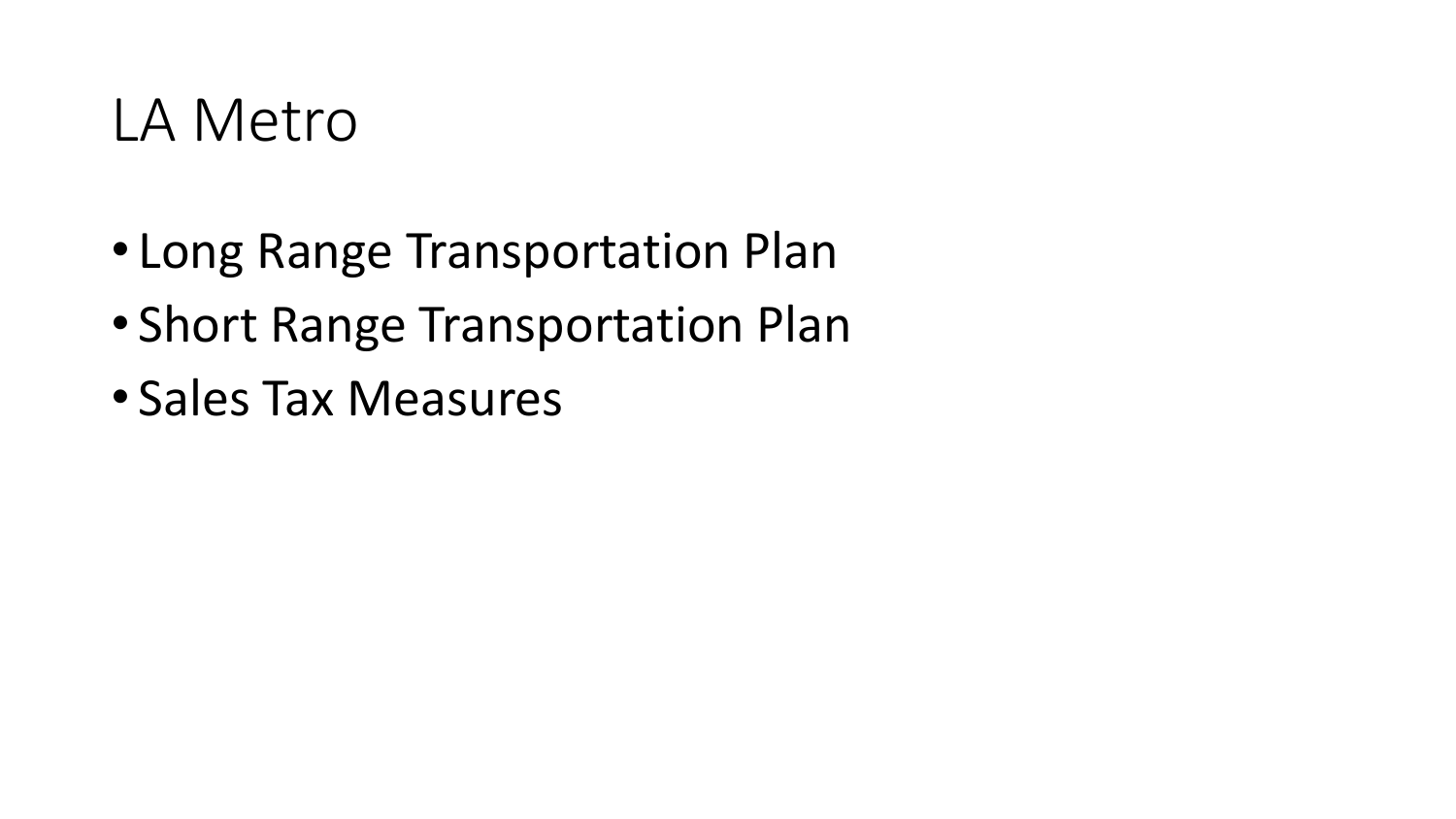# LA Metro

- Long Range Transportation Plan
- Short Range Transportation Plan
- Sales Tax Measures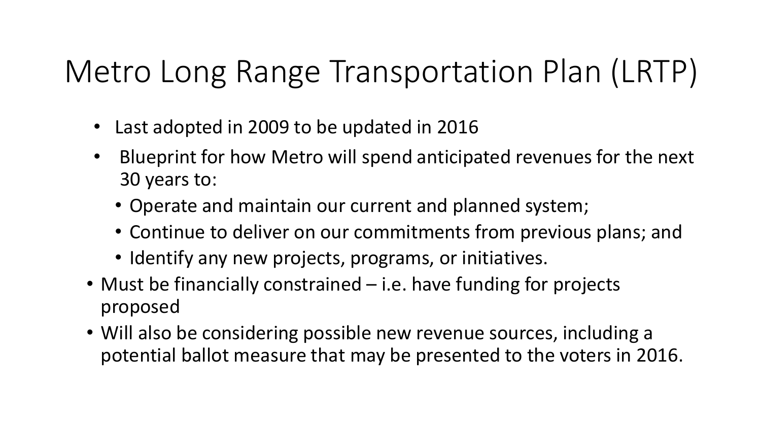# Metro Long Range Transportation Plan (LRTP)

- Last adopted in 2009 to be updated in 2016
- Blueprint for how Metro will spend anticipated revenues for the next 30 years to:
  - Operate and maintain our current and planned system;
  - Continue to deliver on our commitments from previous plans; and
  - Identify any new projects, programs, or initiatives.
- Must be financially constrained – i.e. have funding for projects proposed
- Will also be considering possible new revenue sources, including a potential ballot measure that may be presented to the voters in 2016.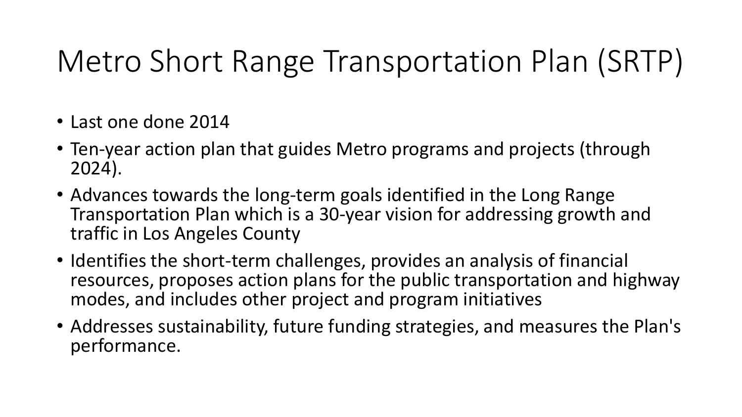# Metro Short Range Transportation Plan (SRTP)

- Last one done 2014
- Ten-year action plan that guides Metro programs and projects (through 2024).
- Advances towards the long-term goals identified in the Long Range Transportation Plan which is a 30-year vision for addressing growth and traffic in Los Angeles County
- Identifies the short-term challenges, provides an analysis of financial resources, proposes action plans for the public transportation and highway modes, and includes other project and program initiatives
- Addresses sustainability, future funding strategies, and measures the Plan's performance.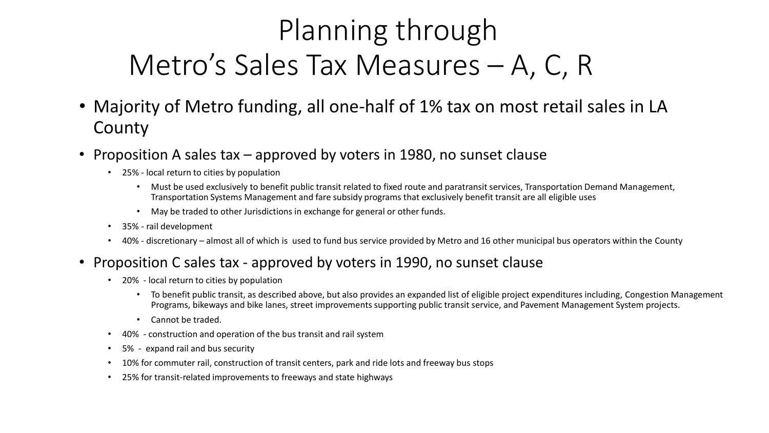# Planning through Metro's Sales Tax Measures – A, C, R

- Majority of Metro funding, all one-half of 1% tax on most retail sales in LA County
- Proposition A sales tax – approved by voters in 1980, no sunset clause
  - 25% - local return to cities by population
    - Must be used exclusively to benefit public transit related to fixed route and paratransit services, Transportation Demand Management, Transportation Systems Management and fare subsidy programs that exclusively benefit transit are all eligible uses
    - May be traded to other Jurisdictions in exchange for general or other funds.
  - 35% - rail development
  - 40% - discretionary – almost all of which is used to fund bus service provided by Metro and 16 other municipal bus operators within the County
- Proposition C sales tax - approved by voters in 1990, no sunset clause
  - 20% - local return to cities by population
    - To benefit public transit, as described above, but also provides an expanded list of eligible project expenditures including, Congestion Management Programs, bikeways and bike lanes, street improvements supporting public transit service, and Pavement Management System projects.
    - Cannot be traded.
  - 40% - construction and operation of the bus transit and rail system
  - 5% - expand rail and bus security
  - 10% for commuter rail, construction of transit centers, park and ride lots and freeway bus stops
  - 25% for transit-related improvements to freeways and state highways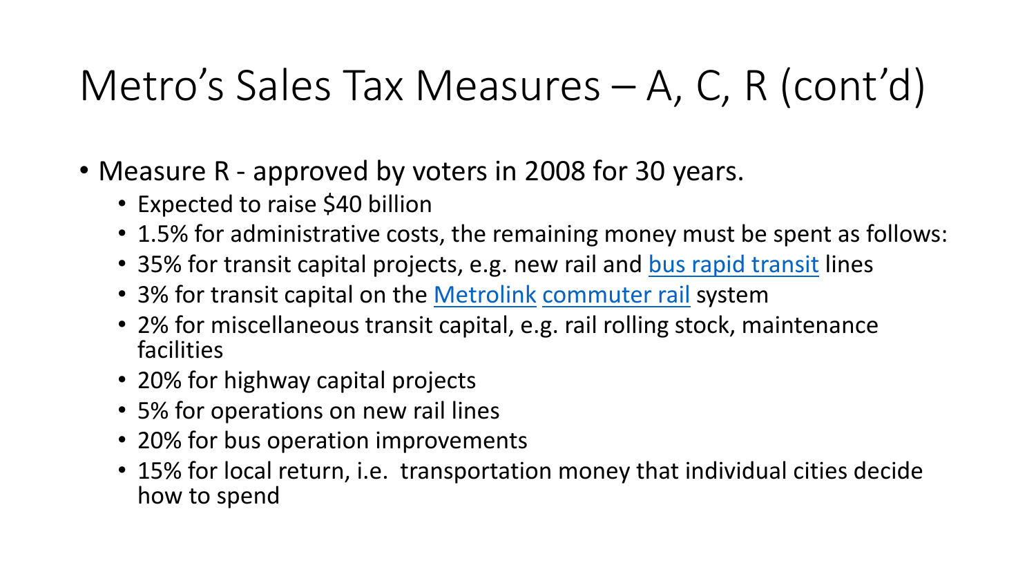# Metro's Sales Tax Measures – A, C, R (cont'd)

- Measure R - approved by voters in 2008 for 30 years.
  - Expected to raise $40 billion
  - 1.5% for administrative costs, the remaining money must be spent as follows:
  - 35% for transit capital projects, e.g. new rail and bus rapid transit lines
  - 3% for transit capital on the Metrolink commuter rail system
  - 2% for miscellaneous transit capital, e.g. rail rolling stock, maintenance facilities
  - 20% for highway capital projects
  - 5% for operations on new rail lines
  - 20% for bus operation improvements
  - 15% for local return, i.e. transportation money that individual cities decide how to spend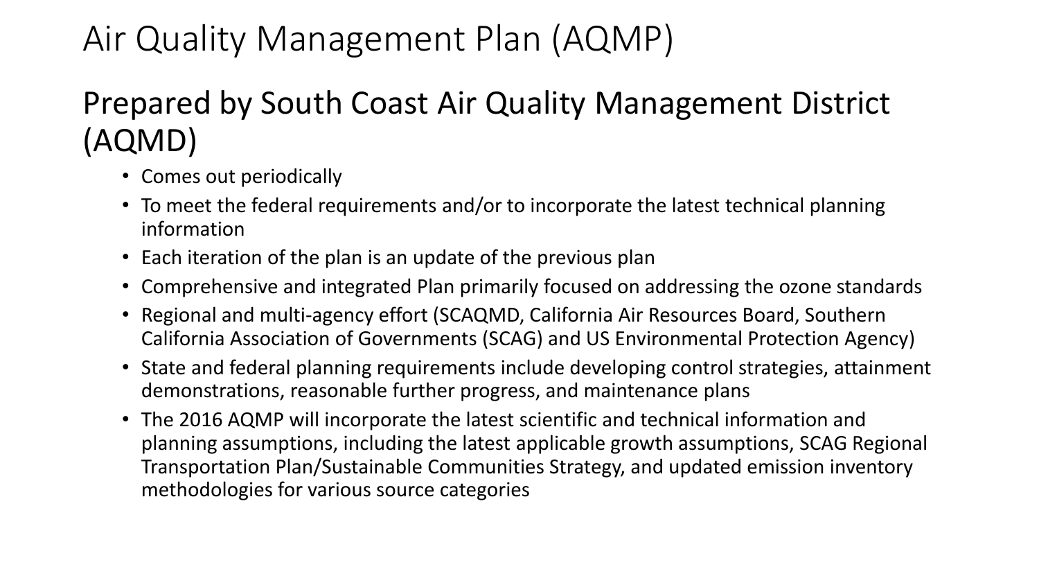# Air Quality Management Plan (AQMP)

## Prepared by South Coast Air Quality Management District (AQMD)

- Comes out periodically
- To meet the federal requirements and/or to incorporate the latest technical planning information
- Each iteration of the plan is an update of the previous plan
- Comprehensive and integrated Plan primarily focused on addressing the ozone standards
- Regional and multi-agency effort (SCAQMD, California Air Resources Board, Southern California Association of Governments (SCAG) and US Environmental Protection Agency)
- State and federal planning requirements include developing control strategies, attainment demonstrations, reasonable further progress, and maintenance plans
- The 2016 AQMP will incorporate the latest scientific and technical information and planning assumptions, including the latest applicable growth assumptions, SCAG Regional Transportation Plan/Sustainable Communities Strategy, and updated emission inventory methodologies for various source categories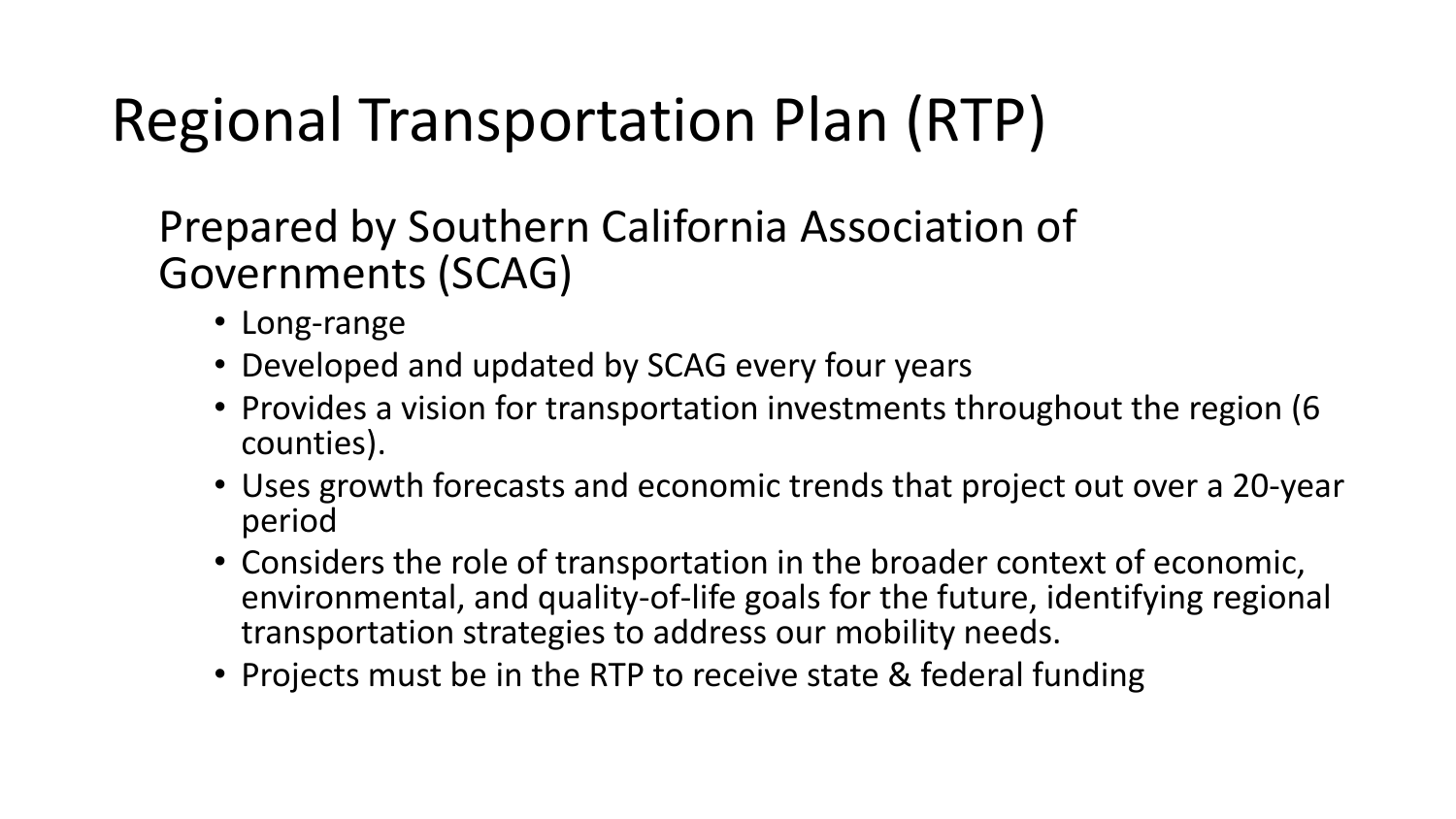# Regional Transportation Plan (RTP)

Prepared by Southern California Association of Governments (SCAG)

- Long-range
- Developed and updated by SCAG every four years
- Provides a vision for transportation investments throughout the region (6 counties).
- Uses growth forecasts and economic trends that project out over a 20-year period
- Considers the role of transportation in the broader context of economic, environmental, and quality-of-life goals for the future, identifying regional transportation strategies to address our mobility needs.
- Projects must be in the RTP to receive state & federal funding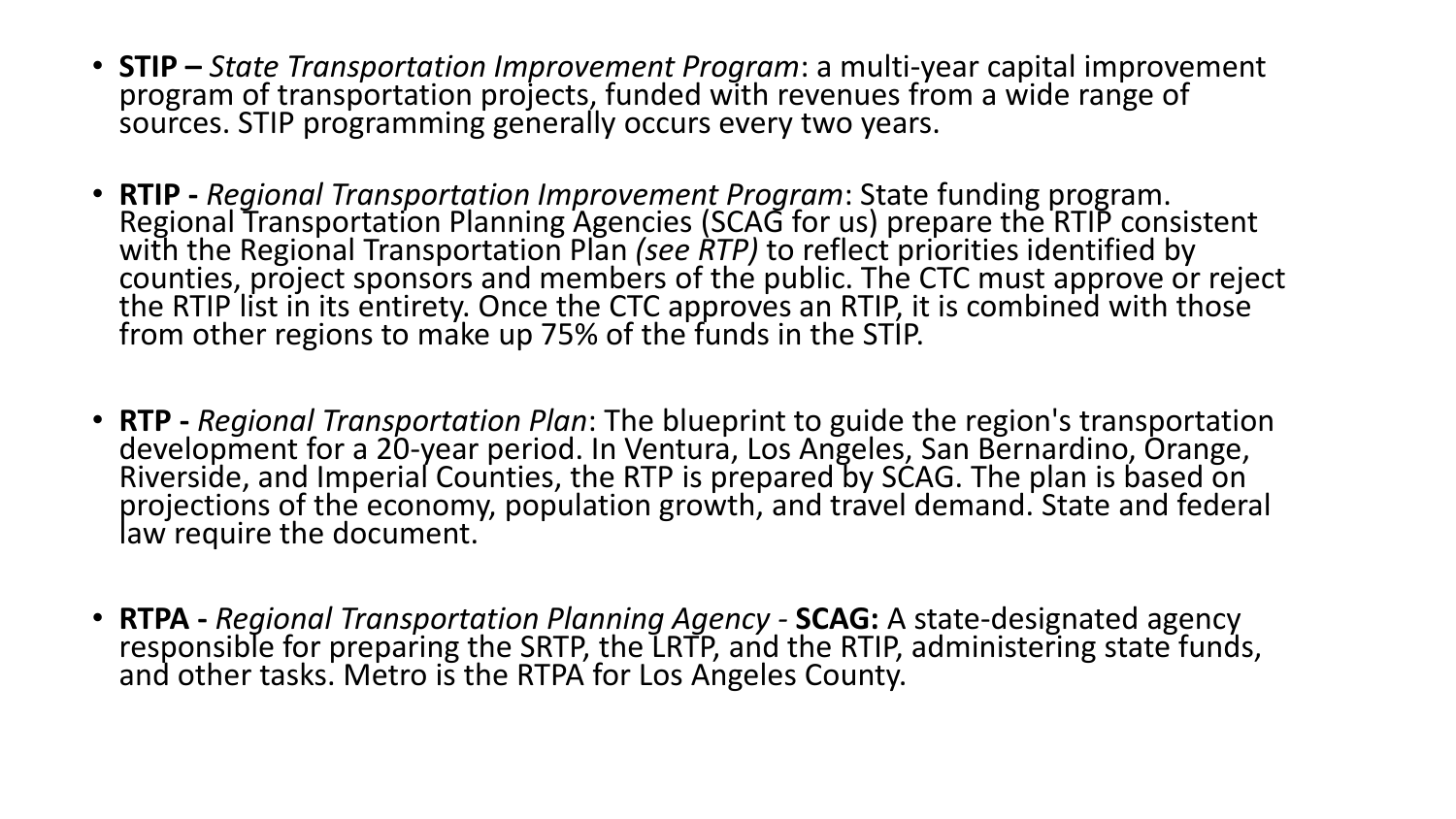- **STIP –** *State Transportation Improvement Program*: a multi-year capital improvement program of transportation projects, funded with revenues from a wide range of sources. STIP programming generally occurs every two years.

- **RTIP -** *Regional Transportation Improvement Program*: State funding program. Regional Transportation Planning Agencies (SCAG for us) prepare the RTIP consistent with the Regional Transportation Plan *(see RTP)* to reflect priorities identified by counties, project sponsors and members of the public. The CTC must approve or reject the RTIP list in its entirety. Once the CTC approves an RTIP, it is combined with those from other regions to make up 75% of the funds in the STIP.

- **RTP -** *Regional Transportation Plan*: The blueprint to guide the region's transportation development for a 20-year period. In Ventura, Los Angeles, San Bernardino, Orange, Riverside, and Imperial Counties, the RTP is prepared by SCAG. The plan is based on projections of the economy, population growth, and travel demand. State and federal law require the document.

- **RTPA -** *Regional Transportation Planning Agency* - **SCAG:** A state-designated agency responsible for preparing the SRTP, the LRTP, and the RTIP, administering state funds, and other tasks. Metro is the RTPA for Los Angeles County.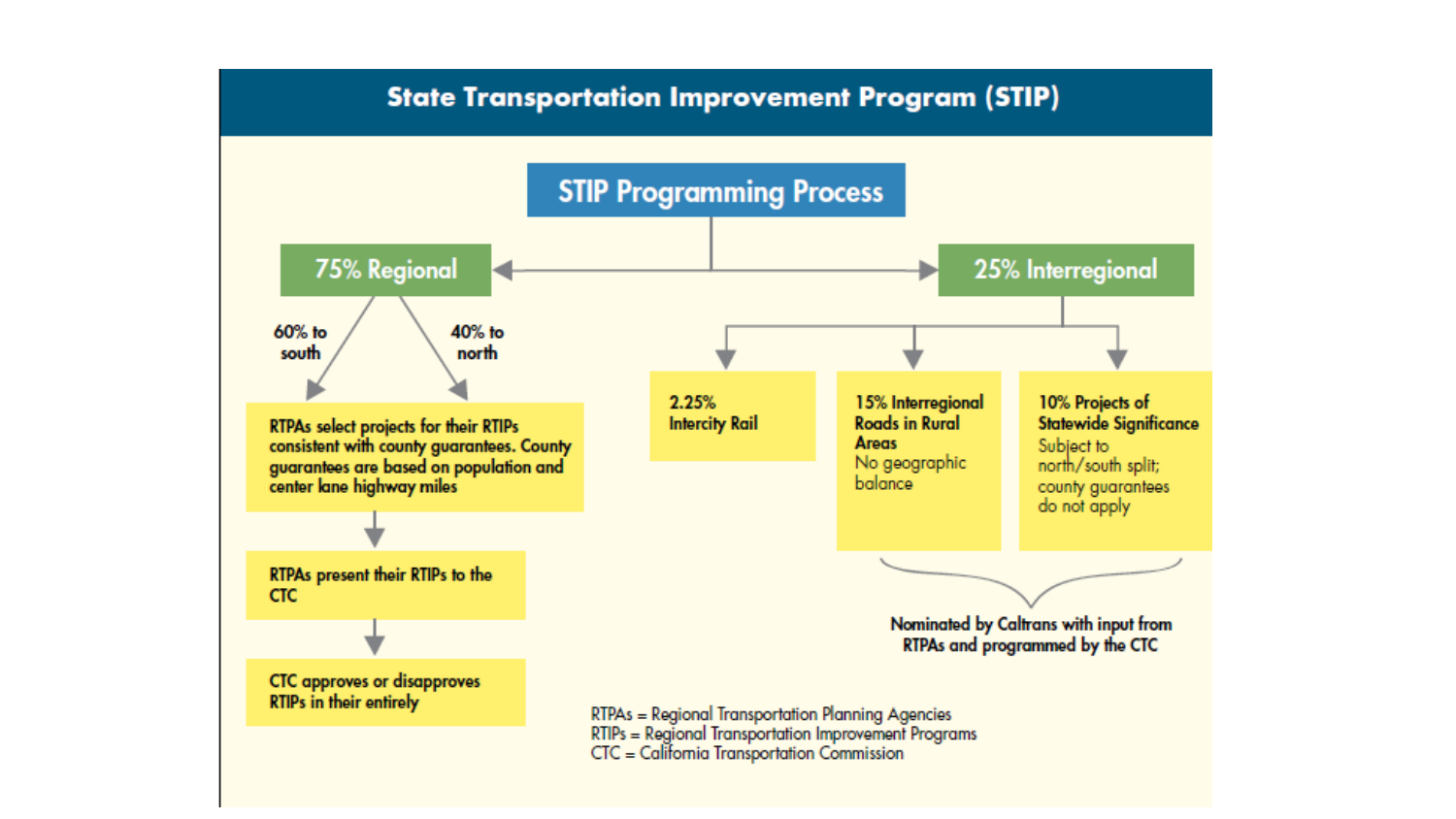# State Transportation Improvement Program (STIP)

## STIP Programming Process

### 75% Regional

- 60% to south
- 40% to north

**RTPAs select projects for their RTIPs consistent with county guarantees. County guarantees are based on population and center lane highway miles**

↓

**RTPAs present their RTIPs to the CTC**

↓

**CTC approves or disapproves RTIPs in their entirely**

### 25% Interregional

- **2.25% Intercity Rail**
- **15% Interregional Roads in Rural Areas**
  No geographic balance
- **10% Projects of Statewide Significance**
  Subject to north/south split; county guarantees do not apply

**Nominated by Caltrans with input from RTPAs and programmed by the CTC**

RTPAs = Regional Transportation Planning Agencies
RTIPs = Regional Transportation Improvement Programs
CTC = California Transportation Commission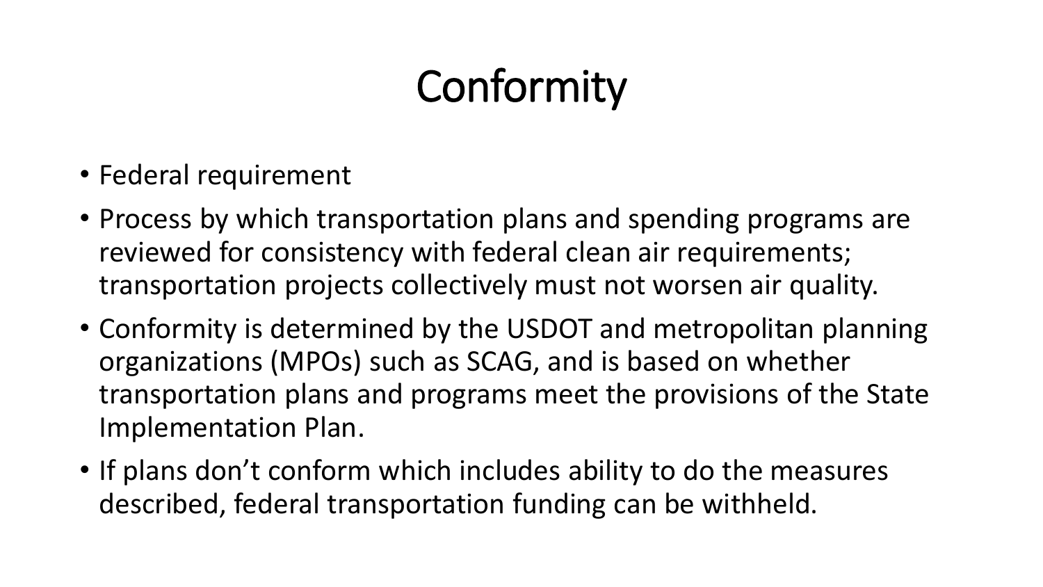# Conformity

- Federal requirement
- Process by which transportation plans and spending programs are reviewed for consistency with federal clean air requirements; transportation projects collectively must not worsen air quality.
- Conformity is determined by the USDOT and metropolitan planning organizations (MPOs) such as SCAG, and is based on whether transportation plans and programs meet the provisions of the State Implementation Plan.
- If plans don't conform which includes ability to do the measures described, federal transportation funding can be withheld.